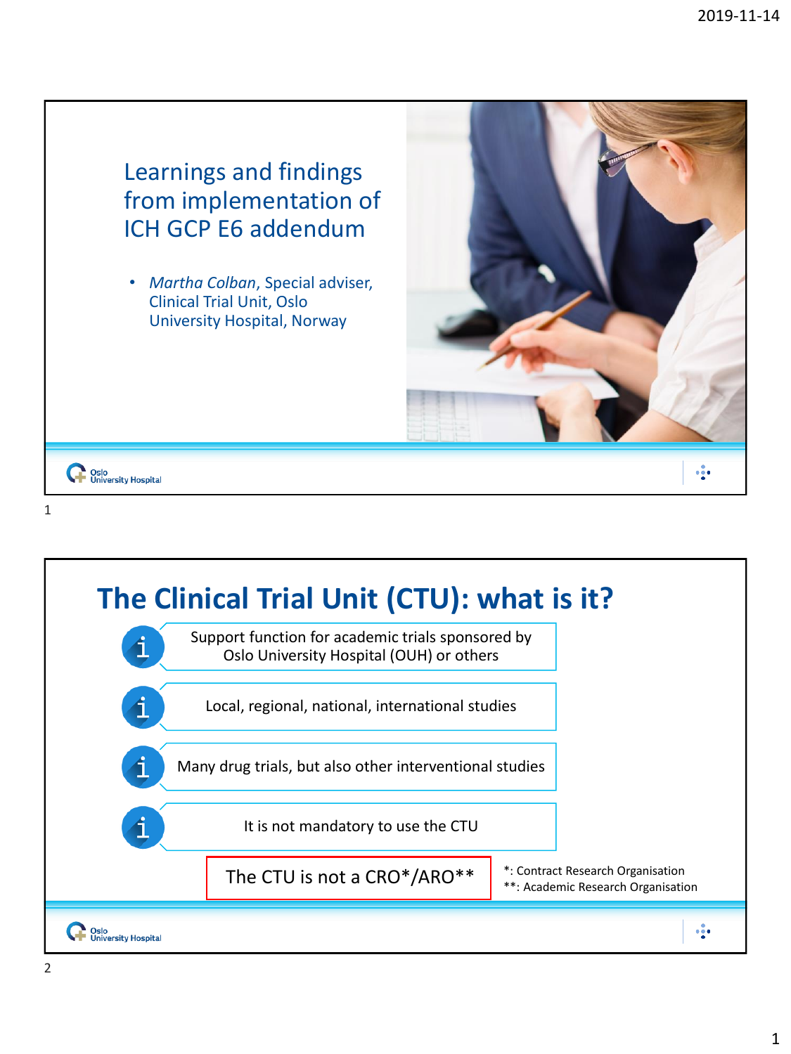# Learnings and findings from implementation of ICH GCP E6 addendum

- *Martha Colban*, Special adviser, Clinical Trial Unit, Oslo University Hospital, Norway

## The Clinical Trial Unit (CTU): what is it?

- Support function for academic trials sponsored by Oslo University Hospital (OUH) or others
- Local, regional, national, international studies
- Many drug trials, but also other interventional studies
- It is not mandatory to use the CTU

The CTU is not a CRO*/ARO**

*: Contract Research Organisation
**: Academic Research Organisation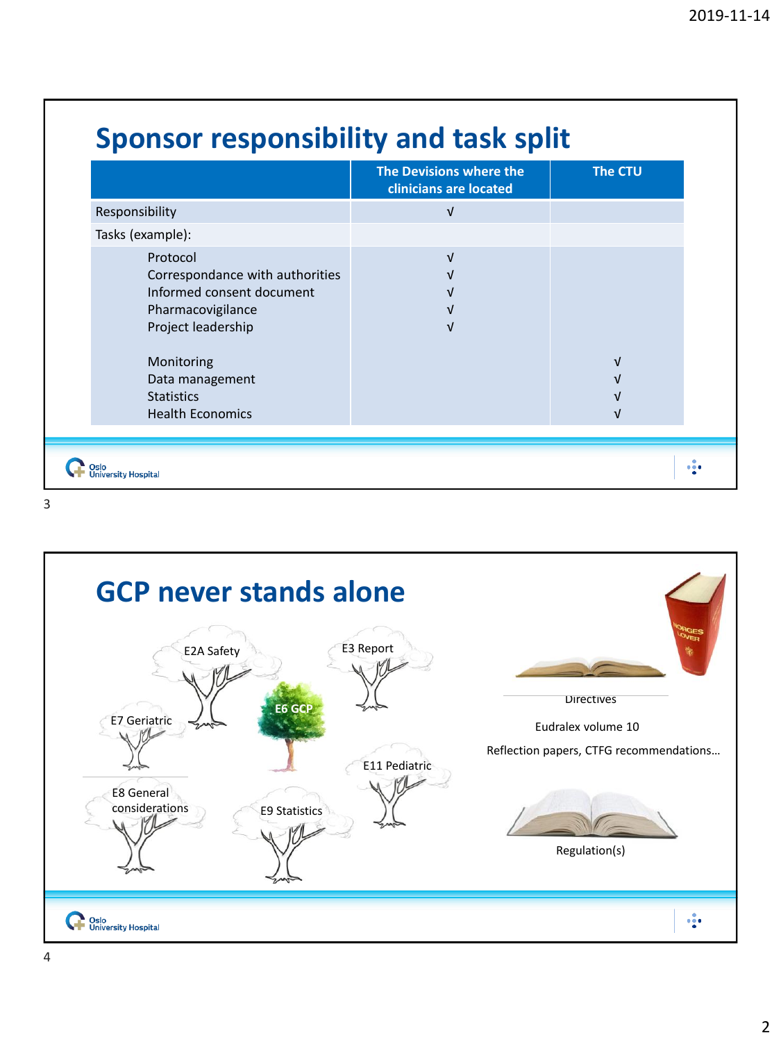## Sponsor responsibility and task split

| | The Devisions where the clinicians are located | The CTU |
|---|---|---|
| Responsibility | √ | |
| Tasks (example): | | |
| Protocol | √ | |
| Correspondance with authorities | √ | |
| Informed consent document | √ | |
| Pharmacovigilance | √ | |
| Project leadership | √ | |
| Monitoring | | √ |
| Data management | | √ |
| Statistics | | √ |
| Health Economics | | √ |

## GCP never stands alone

E2A Safety

E3 Report

E6 GCP

E7 Geriatric

E11 Pediatric

E8 General considerations

E9 Statistics

Directives

Eudralex volume 10

Reflection papers, CTFG recommendations…

Regulation(s)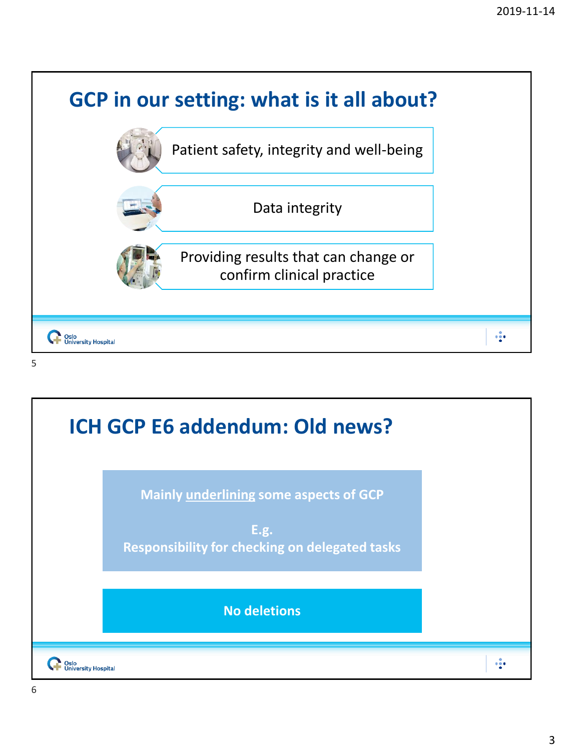## GCP in our setting: what is it all about?

- Patient safety, integrity and well-being
- Data integrity
- Providing results that can change or confirm clinical practice

## ICH GCP E6 addendum: Old news?

**Mainly underlining some aspects of GCP**

**E.g.**
**Responsibility for checking on delegated tasks**

**No deletions**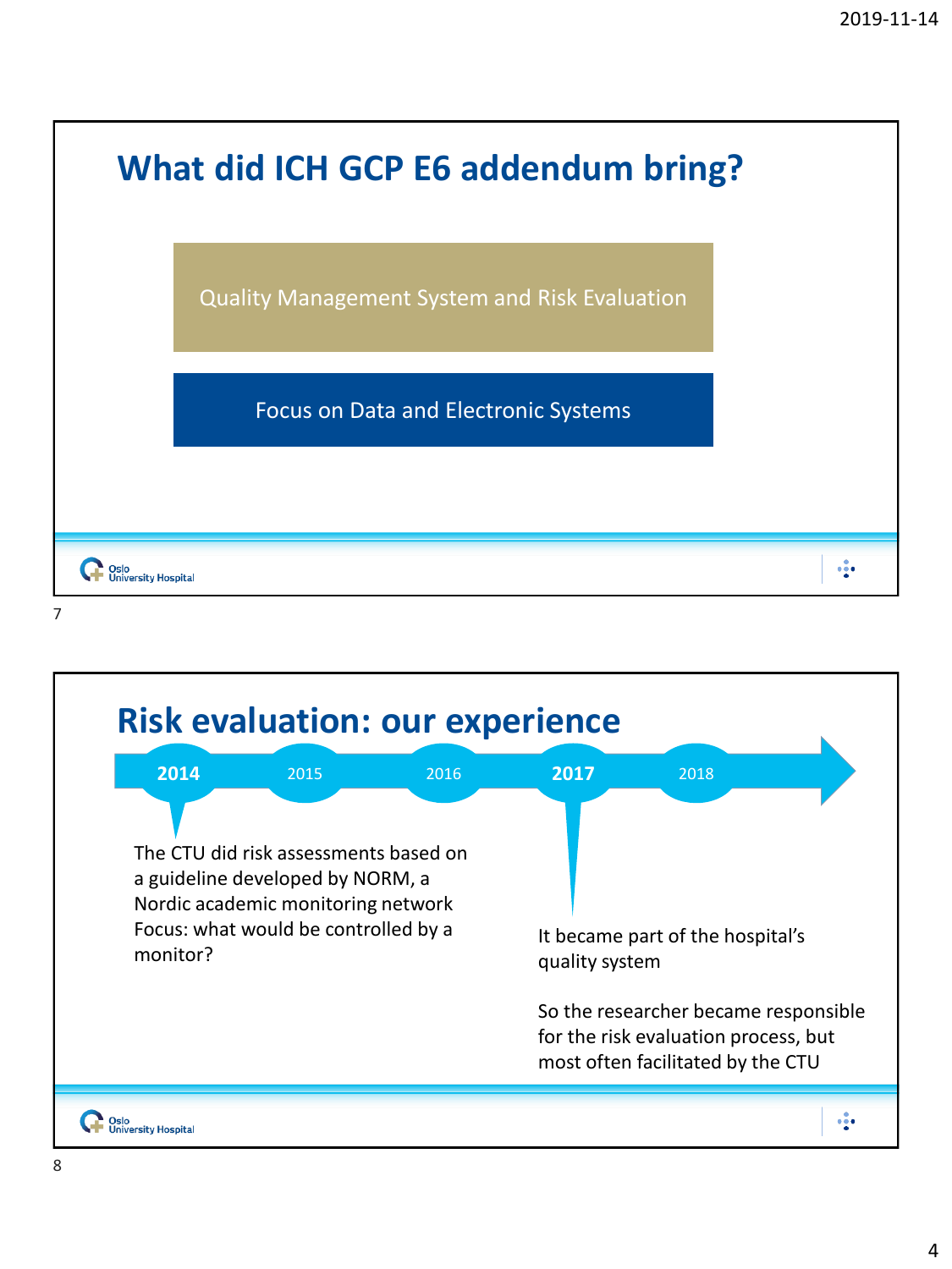## What did ICH GCP E6 addendum bring?

- Quality Management System and Risk Evaluation
- Focus on Data and Electronic Systems

## Risk evaluation: our experience

**2014** — 2015 — 2016 — **2017** — 2018

**2014:** The CTU did risk assessments based on a guideline developed by NORM, a Nordic academic monitoring network
Focus: what would be controlled by a monitor?

**2017:** It became part of the hospital's quality system

So the researcher became responsible for the risk evaluation process, but most often facilitated by the CTU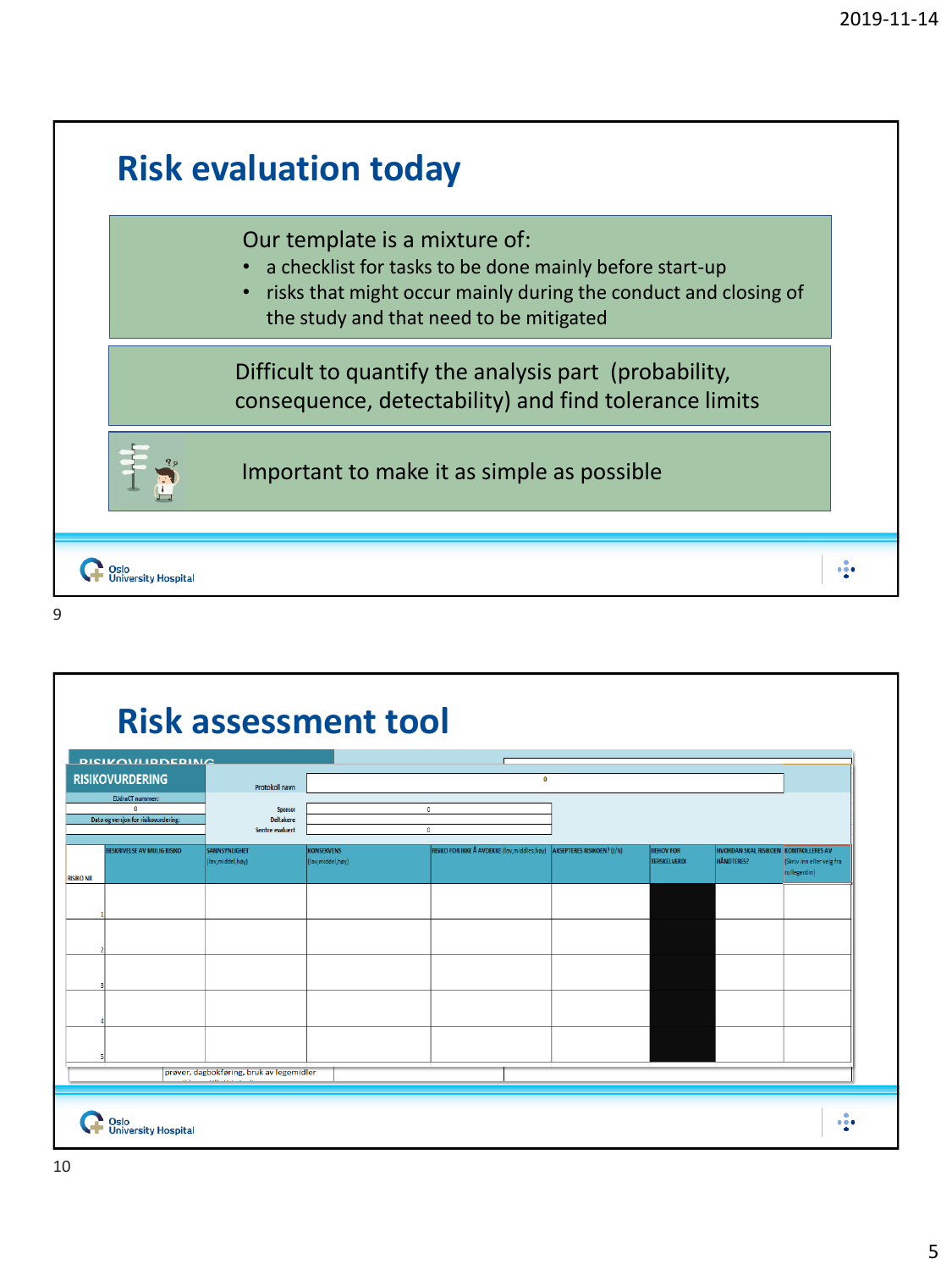# Risk evaluation today

Our template is a mixture of:

- a checklist for tasks to be done mainly before start-up
- risks that might occur mainly during the conduct and closing of the study and that need to be mitigated

Difficult to quantify the analysis part (probability, consequence, detectability) and find tolerance limits

Important to make it as simple as possible

# Risk assessment tool

RISIKOVURDERING

EUdraCT nummer: 0

Dato og versjon for risikovurdering:

Protokoll navn: 0

Sponsor: 0

Deltakere:

Sentre evaluert: 0

| RISIKO NR | BESKRIVELSE AV MULIG RISIKO | SANNSYNLIGHET (lav,middel,høy) | KONSEKVENS (lav,middel,høy) | RISIKO FOR IKKE Å AVDEKKE (lav,middel,høy) | AKSEPTERES RISIKOEN? (J/N) | BEHOV FOR TERSKELVERDI | HVORDAN SKAL RISIKOEN HÅNDTERES? | KONTROLLERES AV (Skriv inn eller velg fra rullegardin) |
|---|---|---|---|---|---|---|---|---|
| 1 | | | | | | | | |
| 2 | | | | | | | | |
| 3 | | | | | | | | |
| 4 | | | | | | | | |
| 5 | | | | | | | | |

prøver, dagbokføring, bruk av legemidler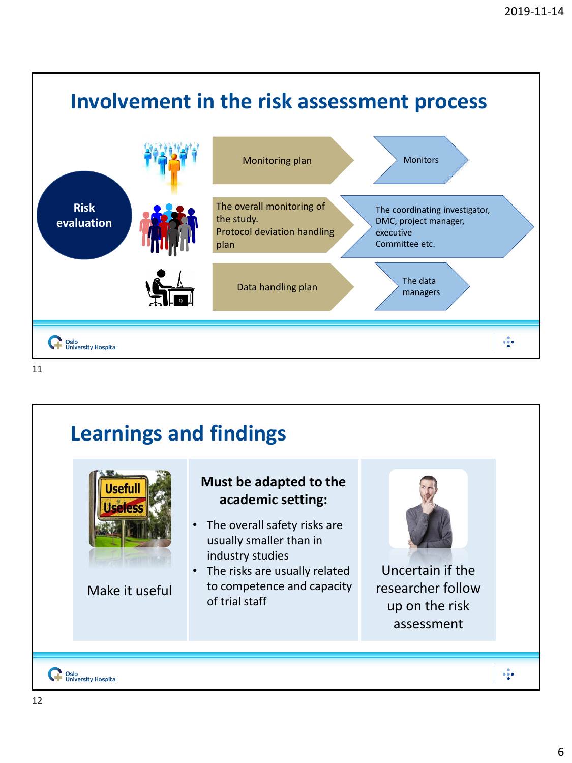## Involvement in the risk assessment process

**Risk evaluation**

| Plan | Involved |
| --- | --- |
| Monitoring plan | Monitors |
| The overall monitoring of the study. Protocol deviation handling plan | The coordinating investigator, DMC, project manager, executive Committee etc. |
| Data handling plan | The data managers |

## Learnings and findings

Make it useful

**Must be adapted to the academic setting:**

- The overall safety risks are usually smaller than in industry studies
- The risks are usually related to competence and capacity of trial staff

Uncertain if the researcher follow up on the risk assessment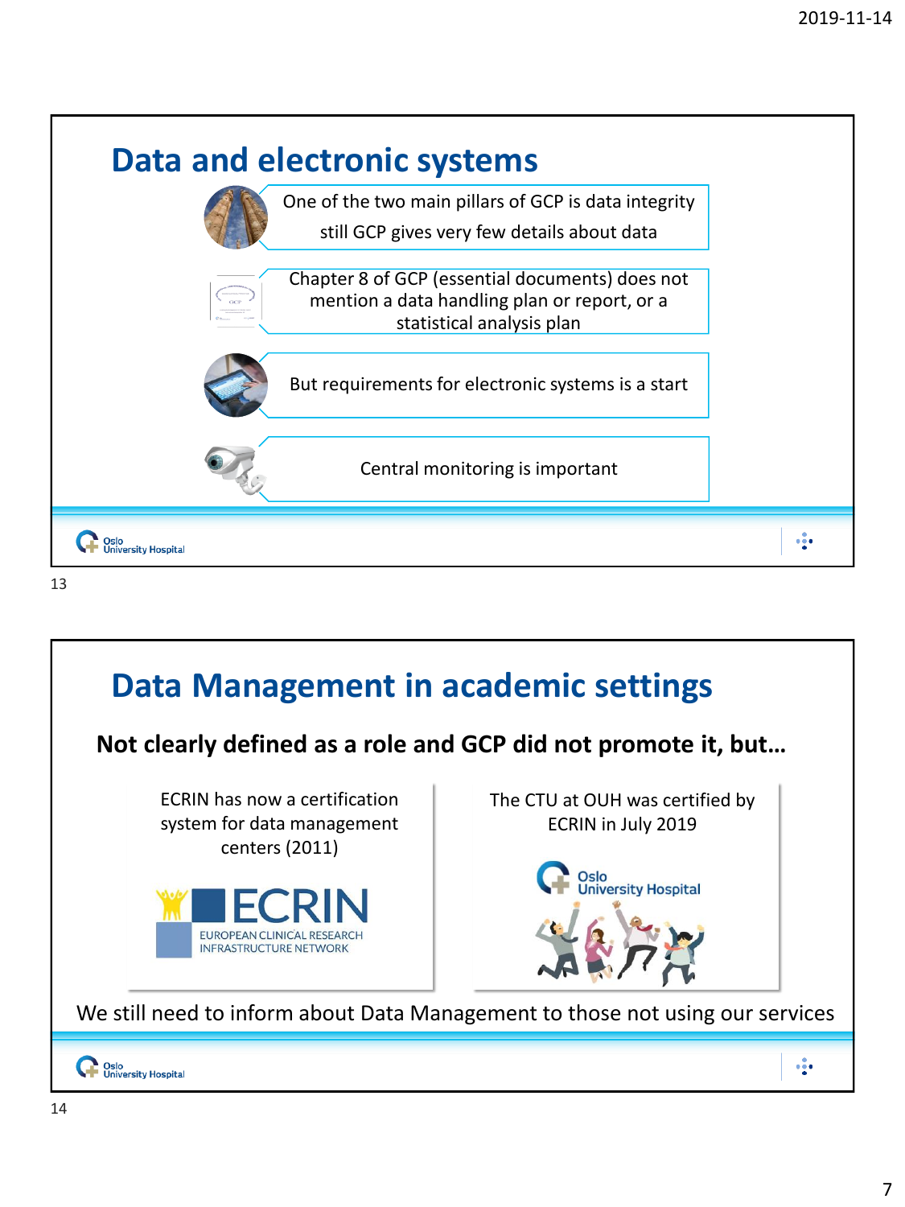## Data and electronic systems

- One of the two main pillars of GCP is data integrity
  still GCP gives very few details about data
- Chapter 8 of GCP (essential documents) does not mention a data handling plan or report, or a statistical analysis plan
- But requirements for electronic systems is a start
- Central monitoring is important

## Data Management in academic settings

**Not clearly defined as a role and GCP did not promote it, but…**

ECRIN has now a certification system for data management centers (2011)

ECRIN
EUROPEAN CLINICAL RESEARCH INFRASTRUCTURE NETWORK

The CTU at OUH was certified by ECRIN in July 2019

Oslo University Hospital

We still need to inform about Data Management to those not using our services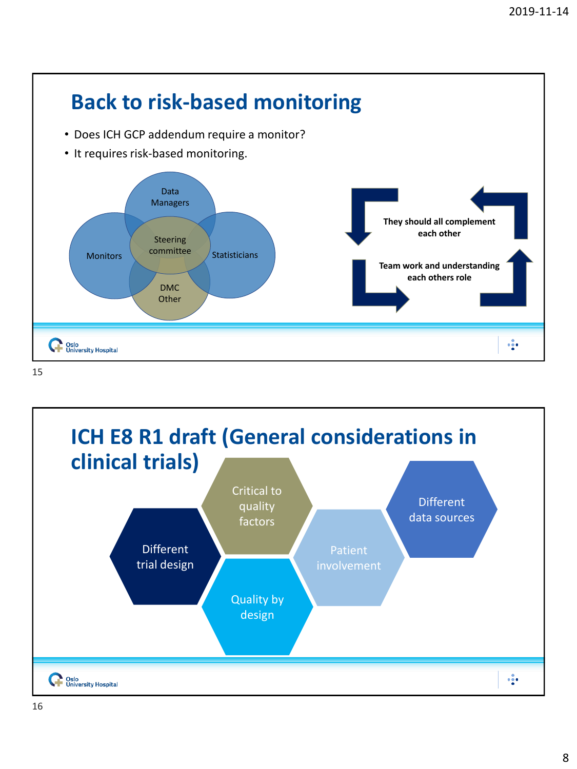## Back to risk-based monitoring

- Does ICH GCP addendum require a monitor?
- It requires risk-based monitoring.

Data Managers

Monitors

Steering committee

Statisticians

DMC Other

**They should all complement each other**

**Team work and understanding each others role**

## ICH E8 R1 draft (General considerations in clinical trials)

Different trial design

Critical to quality factors

Quality by design

Patient involvement

Different data sources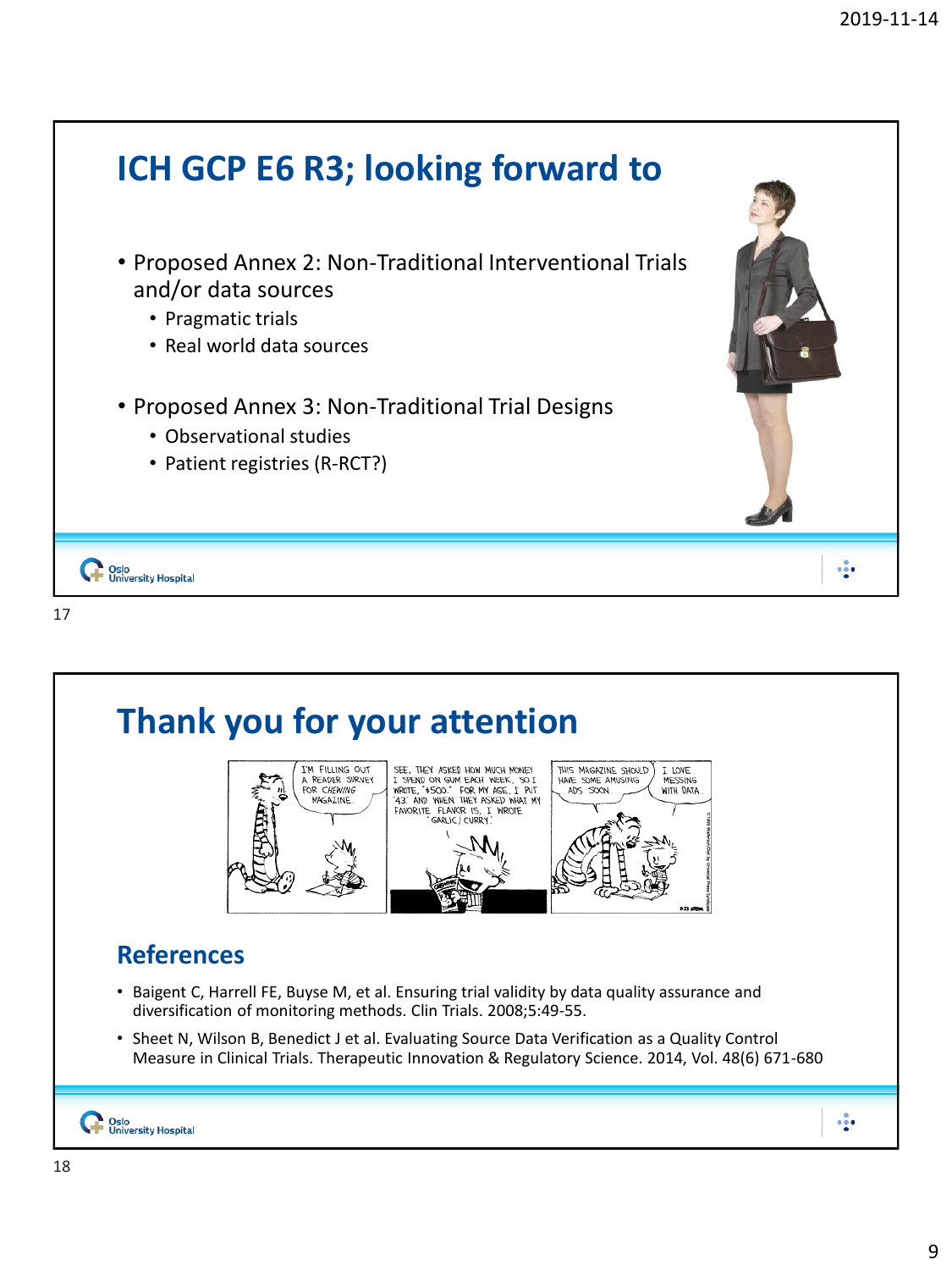# ICH GCP E6 R3; looking forward to

- Proposed Annex 2: Non-Traditional Interventional Trials and/or data sources
  - Pragmatic trials
  - Real world data sources
- Proposed Annex 3: Non-Traditional Trial Designs
  - Observational studies
  - Patient registries (R-RCT?)

# Thank you for your attention

## References

- Baigent C, Harrell FE, Buyse M, et al. Ensuring trial validity by data quality assurance and diversification of monitoring methods. Clin Trials. 2008;5:49-55.
- Sheet N, Wilson B, Benedict J et al. Evaluating Source Data Verification as a Quality Control Measure in Clinical Trials. Therapeutic Innovation & Regulatory Science. 2014, Vol. 48(6) 671-680